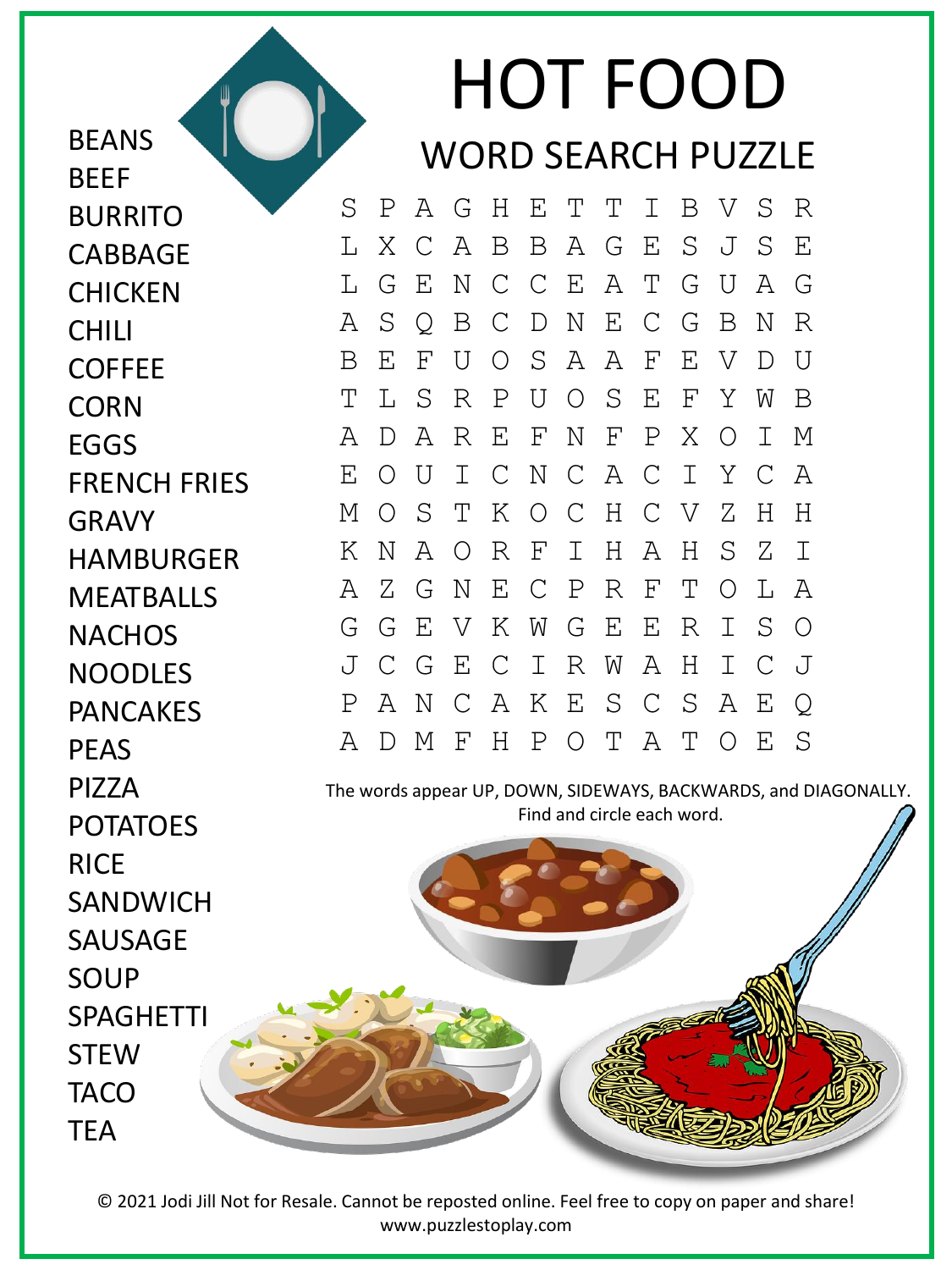# HOT FOOD

## WORD SEARCH PUZZLE

```
S P A G H E T T I B V S R
L X C A B B A G E S J S E
L G E N C C E A T G U A G
A S Q B C D N E C G B N R
B E F U O S A A F E V D U
T L S R P U O S E F Y W B
A D A R E F N F P X O I M
E O U I C N C A C I Y C A
M O S T K O C H C V Z H H
K N A O R F I H A H S Z I
A Z G N E C P R F T O L A
G G E V K W G E E R I S O
J C G E C I R W A H I C J
P A N C A K E S C S A E Q
A D M F H P O T A T O E S
```

The words appear UP, DOWN, SIDEWAYS, BACKWARDS, and DIAGONALLY. Find and circle each word.

- BEANS
- BEEF
- BURRITO
- CABBAGE
- CHICKEN
- CHILI
- COFFEE
- CORN
- EGGS
- FRENCH FRIES
- GRAVY
- HAMBURGER
- MEATBALLS
- NACHOS
- NOODLES
- PANCAKES
- PEAS
- PIZZA
- POTATOES
- RICE
- SANDWICH
- SAUSAGE
- SOUP
- SPAGHETTI
- STEW
- TACO
- TEA

© 2021 Jodi Jill Not for Resale. Cannot be reposted online. Feel free to copy on paper and share!
www.puzzlestoplay.com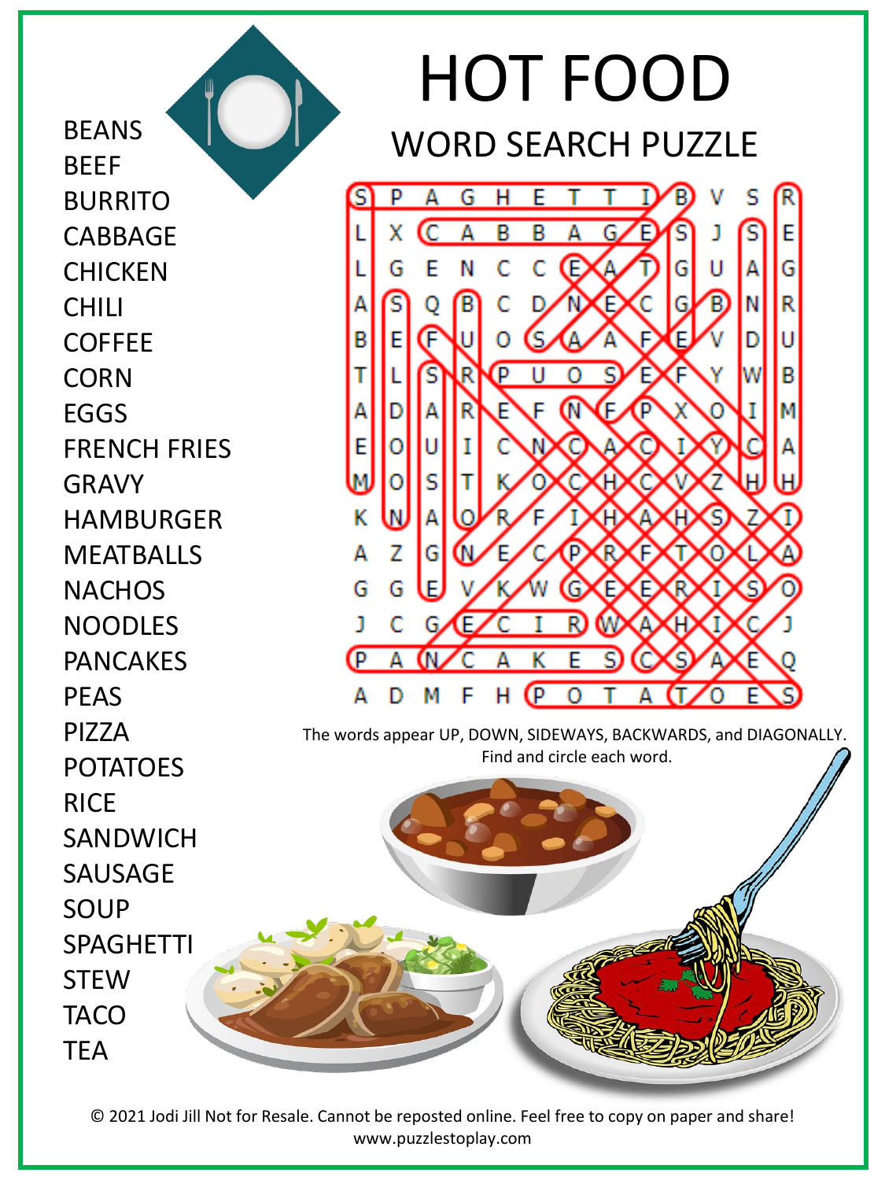# HOT FOOD

## WORD SEARCH PUZZLE

- BEANS
- BEEF
- BURRITO
- CABBAGE
- CHICKEN
- CHILI
- COFFEE
- CORN
- EGGS
- FRENCH FRIES
- GRAVY
- HAMBURGER
- MEATBALLS
- NACHOS
- NOODLES
- PANCAKES
- PEAS
- PIZZA
- POTATOES
- RICE
- SANDWICH
- SAUSAGE
- SOUP
- SPAGHETTI
- STEW
- TACO
- TEA

| | | | | | | | | | | | | |
|---|---|---|---|---|---|---|---|---|---|---|---|---|
| S | P | A | G | H | E | T | T | I | B | V | S | R |
| L | X | C | A | B | B | A | G | E | S | J | S | E |
| L | G | E | N | C | C | E | A | T | G | U | A | G |
| A | S | Q | B | C | D | N | E | C | G | B | N | R |
| B | E | F | U | O | S | A | A | F | E | V | D | U |
| T | L | S | R | P | U | O | S | E | F | Y | W | B |
| A | D | A | R | E | F | N | F | P | X | O | I | M |
| E | O | U | I | C | N | C | A | C | I | Y | C | A |
| M | O | S | T | K | O | C | H | C | V | Z | H | H |
| K | N | A | O | R | F | I | H | A | H | S | Z | I |
| A | Z | G | N | E | C | P | R | F | T | O | L | A |
| G | G | E | V | K | W | G | E | E | R | I | S | O |
| J | C | G | E | C | I | R | W | A | H | I | C | J |
| P | A | N | C | A | K | E | S | C | S | A | E | Q |
| A | D | M | F | H | P | O | T | A | T | O | E | S |

The words appear UP, DOWN, SIDEWAYS, BACKWARDS, and DIAGONALLY. Find and circle each word.

© 2021 Jodi Jill Not for Resale. Cannot be reposted online. Feel free to copy on paper and share! www.puzzlestoplay.com